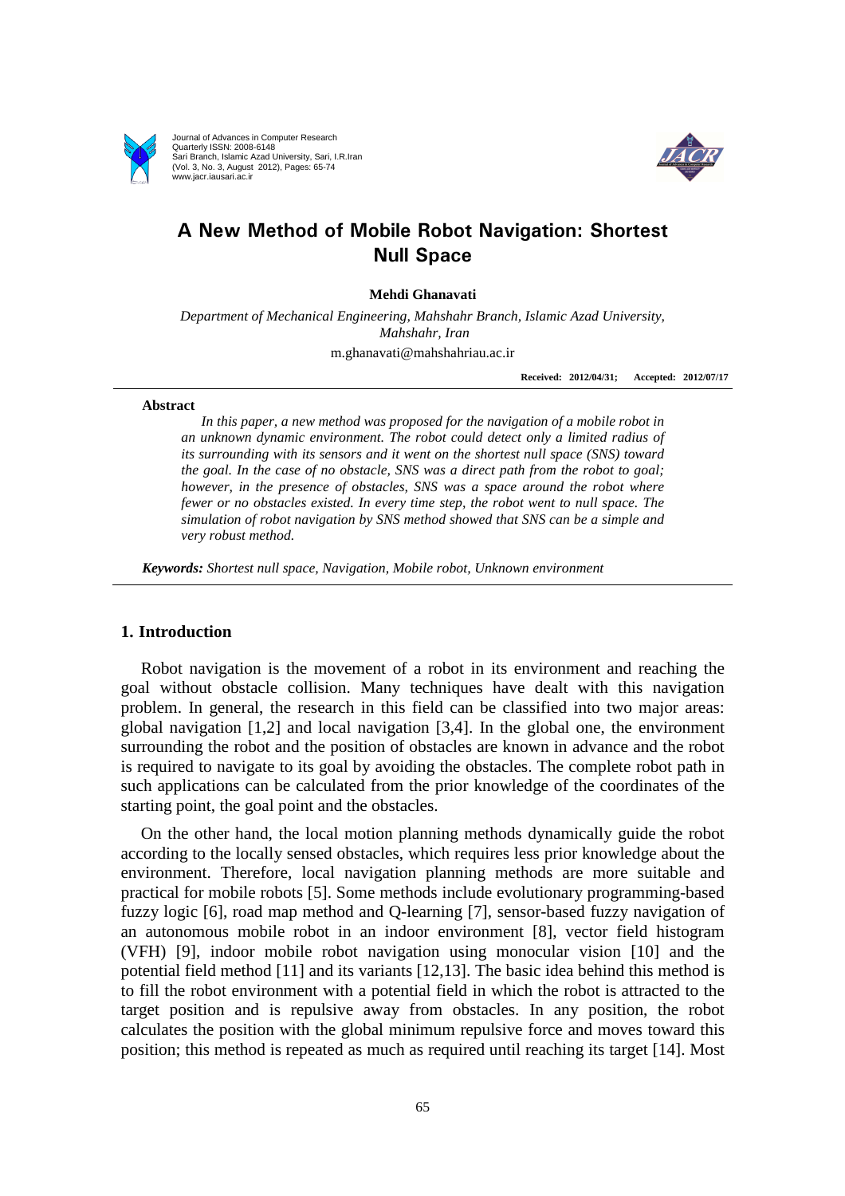# A New Method of Mobile Robot Navigation: Shortest Null Space

**Mehdi Ghanavati**

*Department of Mechanical Engineering, Mahshahr Branch, Islamic Azad University, Mahshahr, Iran*

m.ghanavati@mahshahriau.ac.ir

**Received: 2012/04/31; Accepted: 2012/07/17**

**Abstract**

*In this paper, a new method was proposed for the navigation of a mobile robot in an unknown dynamic environment. The robot could detect only a limited radius of its surrounding with its sensors and it went on the shortest null space (SNS) toward the goal. In the case of no obstacle, SNS was a direct path from the robot to goal; however, in the presence of obstacles, SNS was a space around the robot where fewer or no obstacles existed. In every time step, the robot went to null space. The simulation of robot navigation by SNS method showed that SNS can be a simple and very robust method.*

***Keywords:*** *Shortest null space, Navigation, Mobile robot, Unknown environment*

## 1. Introduction

Robot navigation is the movement of a robot in its environment and reaching the goal without obstacle collision. Many techniques have dealt with this navigation problem. In general, the research in this field can be classified into two major areas: global navigation [1,2] and local navigation [3,4]. In the global one, the environment surrounding the robot and the position of obstacles are known in advance and the robot is required to navigate to its goal by avoiding the obstacles. The complete robot path in such applications can be calculated from the prior knowledge of the coordinates of the starting point, the goal point and the obstacles.

On the other hand, the local motion planning methods dynamically guide the robot according to the locally sensed obstacles, which requires less prior knowledge about the environment. Therefore, local navigation planning methods are more suitable and practical for mobile robots [5]. Some methods include evolutionary programming-based fuzzy logic [6], road map method and Q-learning [7], sensor-based fuzzy navigation of an autonomous mobile robot in an indoor environment [8], vector field histogram (VFH) [9], indoor mobile robot navigation using monocular vision [10] and the potential field method [11] and its variants [12,13]. The basic idea behind this method is to fill the robot environment with a potential field in which the robot is attracted to the target position and is repulsive away from obstacles. In any position, the robot calculates the position with the global minimum repulsive force and moves toward this position; this method is repeated as much as required until reaching its target [14]. Most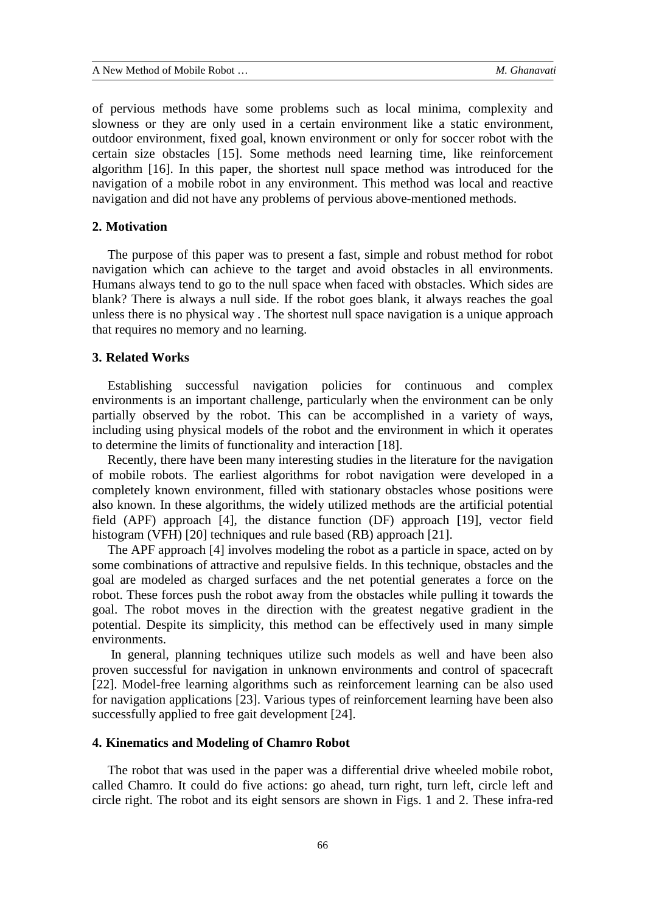of pervious methods have some problems such as local minima, complexity and slowness or they are only used in a certain environment like a static environment, outdoor environment, fixed goal, known environment or only for soccer robot with the certain size obstacles [15]. Some methods need learning time, like reinforcement algorithm [16]. In this paper, the shortest null space method was introduced for the navigation of a mobile robot in any environment. This method was local and reactive navigation and did not have any problems of pervious above-mentioned methods.

## 2. Motivation

The purpose of this paper was to present a fast, simple and robust method for robot navigation which can achieve to the target and avoid obstacles in all environments. Humans always tend to go to the null space when faced with obstacles. Which sides are blank? There is always a null side. If the robot goes blank, it always reaches the goal unless there is no physical way . The shortest null space navigation is a unique approach that requires no memory and no learning.

## 3. Related Works

Establishing successful navigation policies for continuous and complex environments is an important challenge, particularly when the environment can be only partially observed by the robot. This can be accomplished in a variety of ways, including using physical models of the robot and the environment in which it operates to determine the limits of functionality and interaction [18].

Recently, there have been many interesting studies in the literature for the navigation of mobile robots. The earliest algorithms for robot navigation were developed in a completely known environment, filled with stationary obstacles whose positions were also known. In these algorithms, the widely utilized methods are the artificial potential field (APF) approach [4], the distance function (DF) approach [19], vector field histogram (VFH) [20] techniques and rule based (RB) approach [21].

The APF approach [4] involves modeling the robot as a particle in space, acted on by some combinations of attractive and repulsive fields. In this technique, obstacles and the goal are modeled as charged surfaces and the net potential generates a force on the robot. These forces push the robot away from the obstacles while pulling it towards the goal. The robot moves in the direction with the greatest negative gradient in the potential. Despite its simplicity, this method can be effectively used in many simple environments.

In general, planning techniques utilize such models as well and have been also proven successful for navigation in unknown environments and control of spacecraft [22]. Model-free learning algorithms such as reinforcement learning can be also used for navigation applications [23]. Various types of reinforcement learning have been also successfully applied to free gait development [24].

## 4. Kinematics and Modeling of Chamro Robot

The robot that was used in the paper was a differential drive wheeled mobile robot, called Chamro. It could do five actions: go ahead, turn right, turn left, circle left and circle right. The robot and its eight sensors are shown in Figs. 1 and 2. These infra-red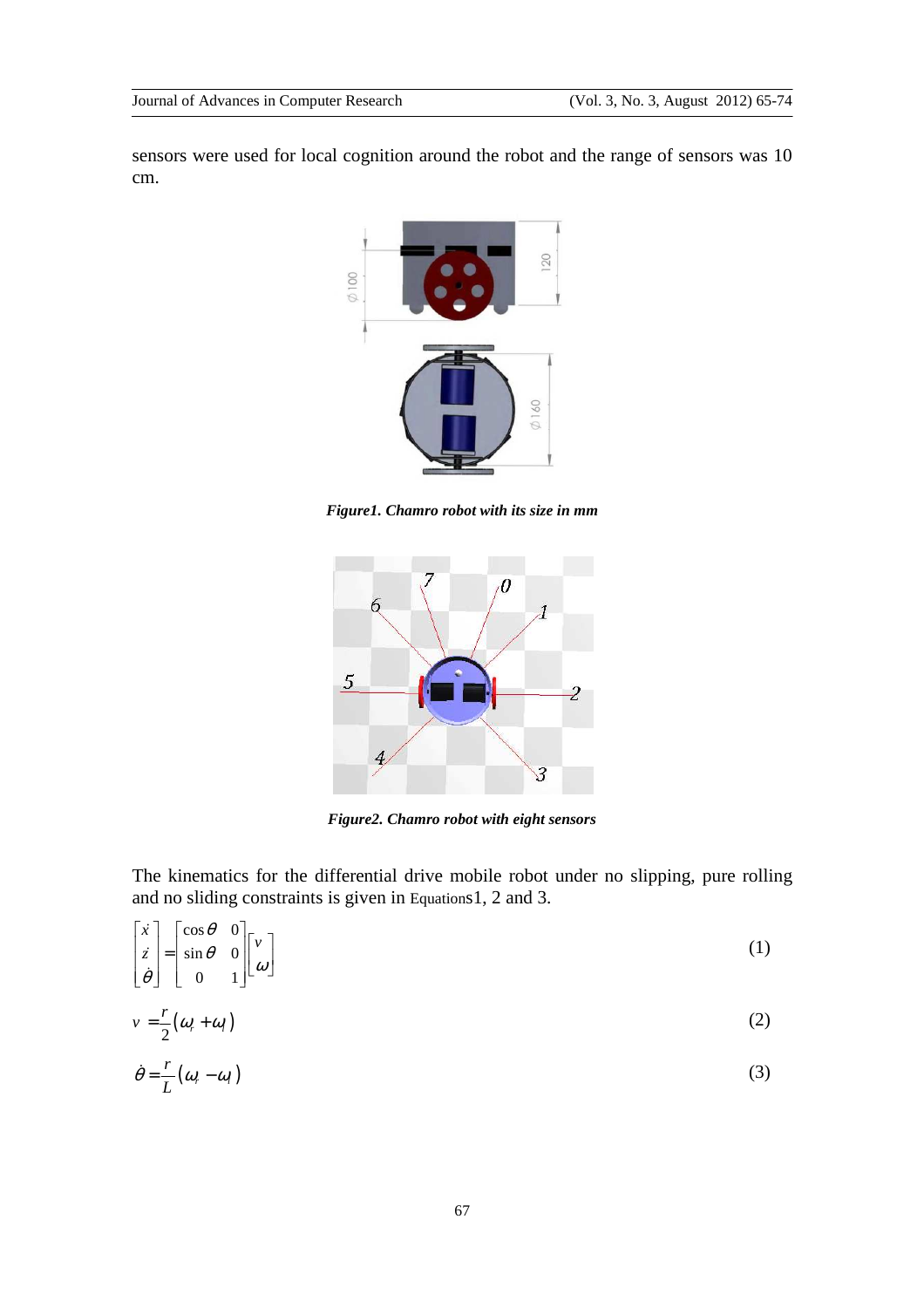sensors were used for local cognition around the robot and the range of sensors was 10 cm.

*Figure1. Chamro robot with its size in mm*

*Figure2. Chamro robot with eight sensors*

The kinematics for the differential drive mobile robot under no slipping, pure rolling and no sliding constraints is given in Equations1, 2 and 3.

$$\begin{bmatrix} \dot{x} \\ \dot{z} \\ \dot{\theta} \end{bmatrix} = \begin{bmatrix} \cos\theta & 0 \\ \sin\theta & 0 \\ 0 & 1 \end{bmatrix} \begin{bmatrix} v \\ \omega \end{bmatrix} \tag{1}$$

$$v = \frac{r}{2}(\omega_r + \omega_l) \tag{2}$$

$$\dot{\theta} = \frac{r}{L}(\omega_r - \omega_l) \tag{3}$$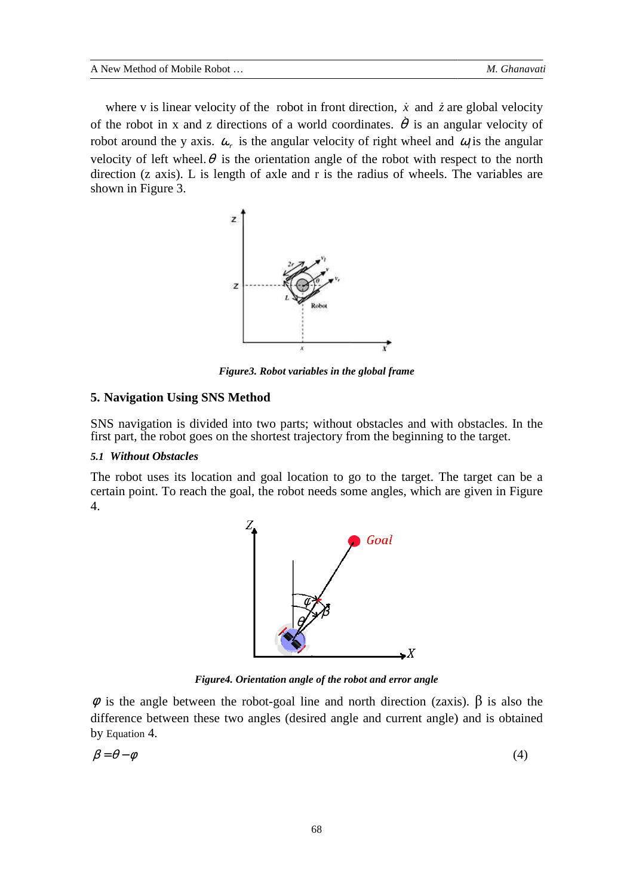where v is linear velocity of the robot in front direction, $\dot{x}$ and $\dot{z}$ are global velocity of the robot in x and z directions of a world coordinates. $\dot{\theta}$ is an angular velocity of robot around the y axis. $\omega_r$ is the angular velocity of right wheel and $\omega_l$ is the angular velocity of left wheel. $\theta$ is the orientation angle of the robot with respect to the north direction (z axis). L is length of axle and r is the radius of wheels. The variables are shown in Figure 3.

*Figure3. Robot variables in the global frame*

## 5. Navigation Using SNS Method

SNS navigation is divided into two parts; without obstacles and with obstacles. In the first part, the robot goes on the shortest trajectory from the beginning to the target.

### 5.1 *Without Obstacles*

The robot uses its location and goal location to go to the target. The target can be a certain point. To reach the goal, the robot needs some angles, which are given in Figure 4.

*Figure4. Orientation angle of the robot and error angle*

$\varphi$ is the angle between the robot-goal line and north direction (zaxis). β is also the difference between these two angles (desired angle and current angle) and is obtained by Equation 4.

$$\beta = \theta - \varphi \tag{4}$$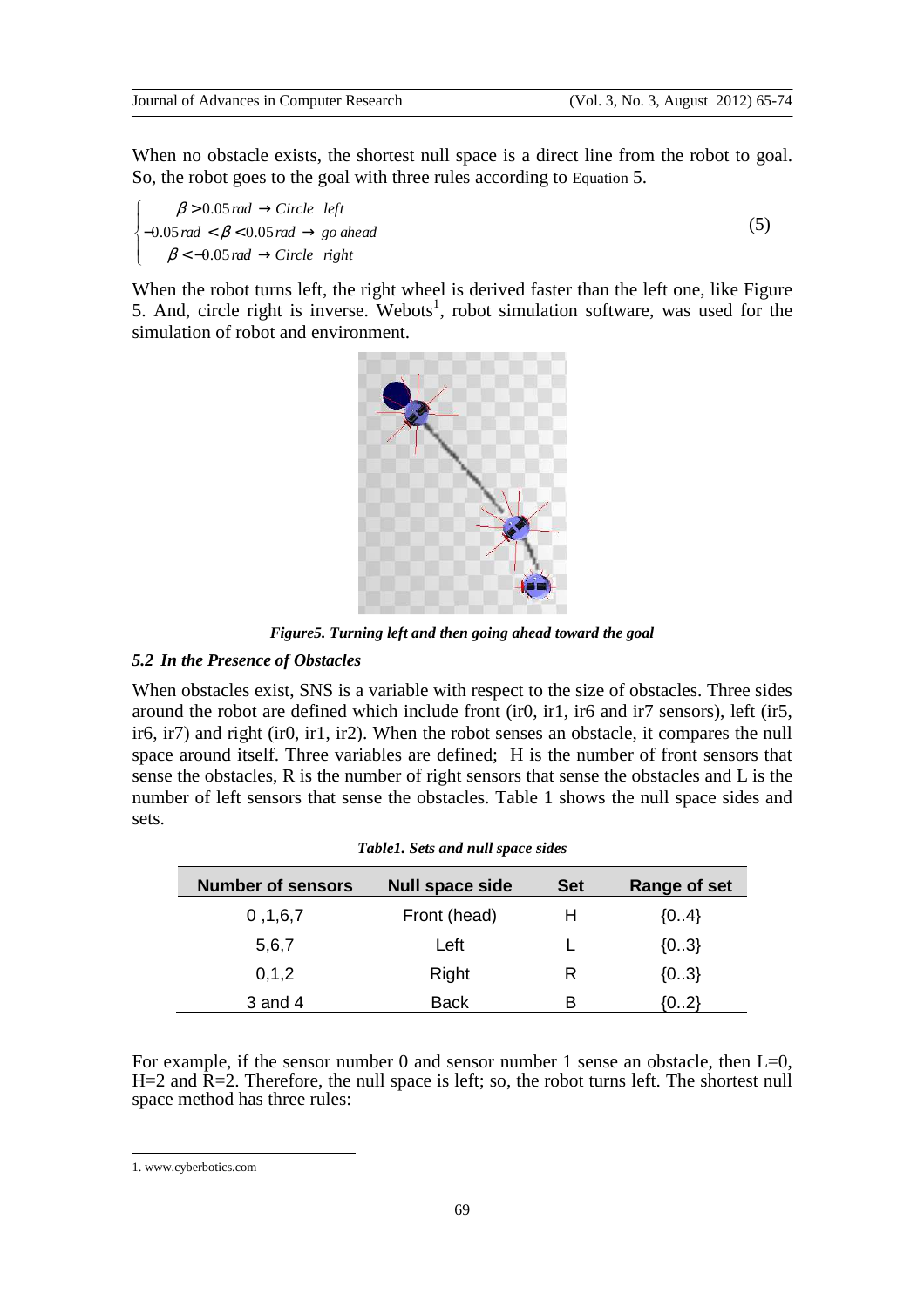When no obstacle exists, the shortest null space is a direct line from the robot to goal. So, the robot goes to the goal with three rules according to Equation 5.

$$\begin{cases} \beta > 0.05\,rad \rightarrow Circle \;\; left \\ -0.05\,rad < \beta < 0.05\,rad \rightarrow go\ ahead \\ \beta < -0.05\,rad \rightarrow Circle \;\; right \end{cases} \tag{5}$$

When the robot turns left, the right wheel is derived faster than the left one, like Figure 5. And, circle right is inverse. Webots[1], robot simulation software, was used for the simulation of robot and environment.

***Figure5. Turning left and then going ahead toward the goal***

### *5.2 In the Presence of Obstacles*

When obstacles exist, SNS is a variable with respect to the size of obstacles. Three sides around the robot are defined which include front (ir0, ir1, ir6 and ir7 sensors), left (ir5, ir6, ir7) and right (ir0, ir1, ir2). When the robot senses an obstacle, it compares the null space around itself. Three variables are defined; H is the number of front sensors that sense the obstacles, R is the number of right sensors that sense the obstacles and L is the number of left sensors that sense the obstacles. Table 1 shows the null space sides and sets.

***Table1. Sets and null space sides***

| Number of sensors | Null space side | Set | Range of set |
|---|---|---|---|
| 0 ,1,6,7 | Front (head) | H | {0..4} |
| 5,6,7 | Left | L | {0..3} |
| 0,1,2 | Right | R | {0..3} |
| 3 and 4 | Back | B | {0..2} |

For example, if the sensor number 0 and sensor number 1 sense an obstacle, then L=0, H=2 and R=2. Therefore, the null space is left; so, the robot turns left. The shortest null space method has three rules:

1. www.cyberbotics.com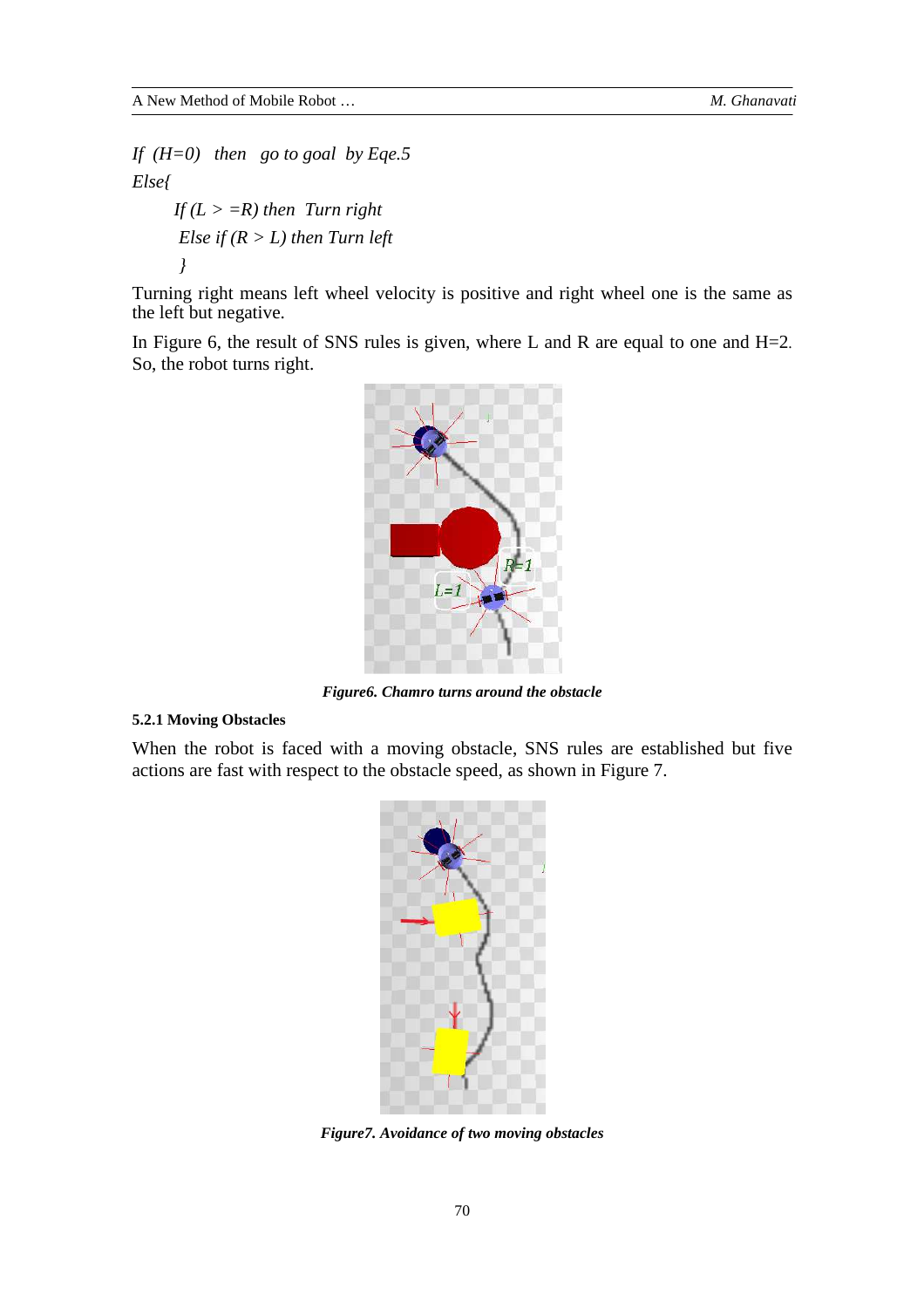*If (H=0) then go to goal by Eqe.5*

*Else{*

*If (L > =R) then Turn right*

*Else if (R > L) then Turn left*

*}*

Turning right means left wheel velocity is positive and right wheel one is the same as the left but negative.

In Figure 6, the result of SNS rules is given, where L and R are equal to one and H=2. So, the robot turns right.

***Figure6. Chamro turns around the obstacle***

#### 5.2.1 Moving Obstacles

When the robot is faced with a moving obstacle, SNS rules are established but five actions are fast with respect to the obstacle speed, as shown in Figure 7.

***Figure7. Avoidance of two moving obstacles***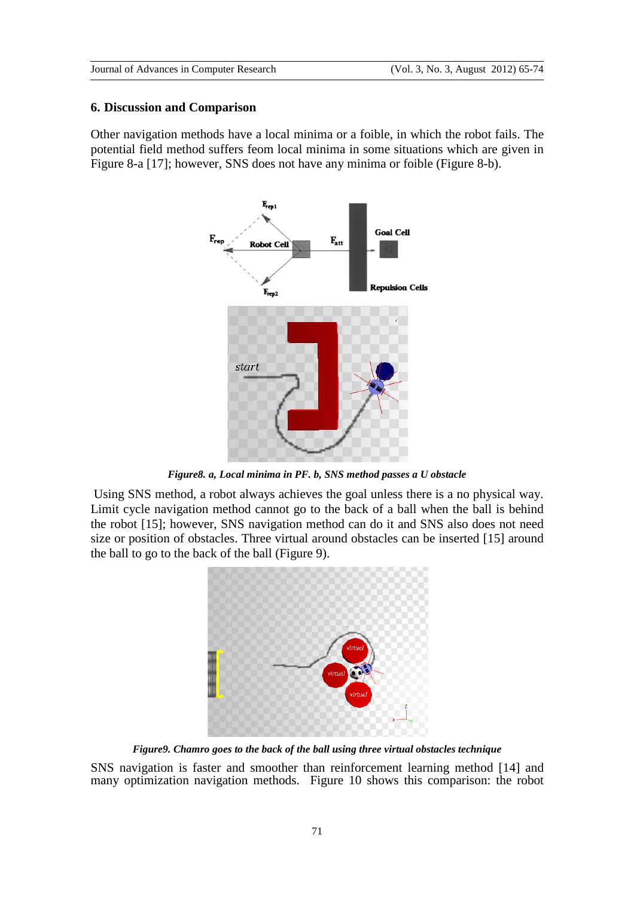## 6. Discussion and Comparison

Other navigation methods have a local minima or a foible, in which the robot fails. The potential field method suffers feom local minima in some situations which are given in Figure 8-a [17]; however, SNS does not have any minima or foible (Figure 8-b).

*Figure8. a, Local minima in PF. b, SNS method passes a U obstacle*

Using SNS method, a robot always achieves the goal unless there is a no physical way. Limit cycle navigation method cannot go to the back of a ball when the ball is behind the robot [15]; however, SNS navigation method can do it and SNS also does not need size or position of obstacles. Three virtual around obstacles can be inserted [15] around the ball to go to the back of the ball (Figure 9).

*Figure9. Chamro goes to the back of the ball using three virtual obstacles technique*

SNS navigation is faster and smoother than reinforcement learning method [14] and many optimization navigation methods. Figure 10 shows this comparison: the robot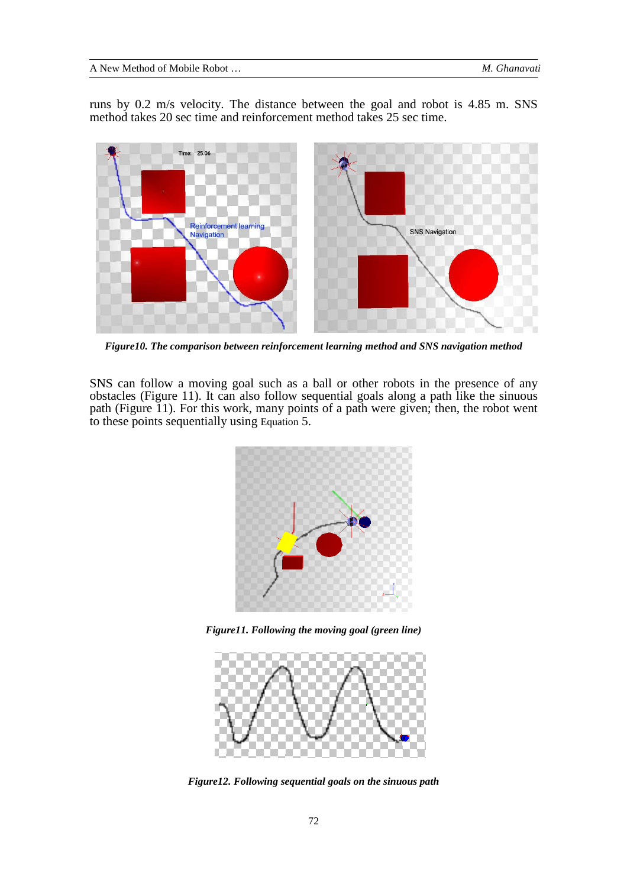runs by 0.2 m/s velocity. The distance between the goal and robot is 4.85 m. SNS method takes 20 sec time and reinforcement method takes 25 sec time.

***Figure10. The comparison between reinforcement learning method and SNS navigation method***

SNS can follow a moving goal such as a ball or other robots in the presence of any obstacles (Figure 11). It can also follow sequential goals along a path like the sinuous path (Figure 11). For this work, many points of a path were given; then, the robot went to these points sequentially using Equation 5.

***Figure11. Following the moving goal (green line)***

***Figure12. Following sequential goals on the sinuous path***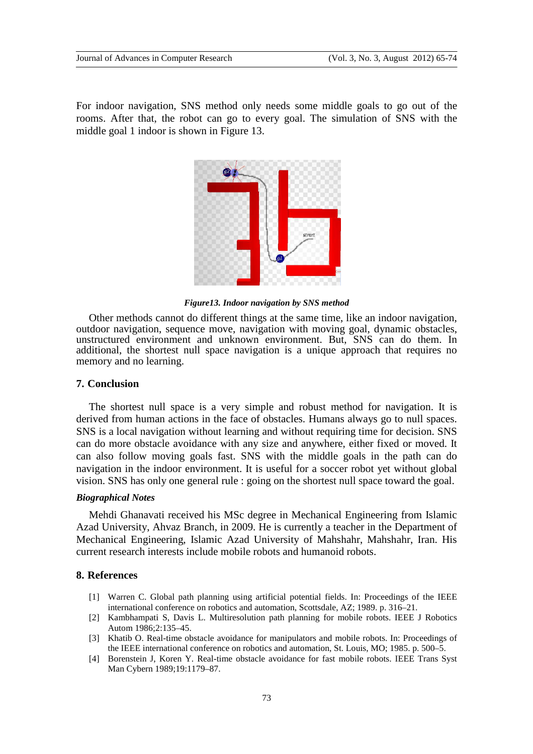For indoor navigation, SNS method only needs some middle goals to go out of the rooms. After that, the robot can go to every goal. The simulation of SNS with the middle goal 1 indoor is shown in Figure 13.

***Figure13. Indoor navigation by SNS method***

Other methods cannot do different things at the same time, like an indoor navigation, outdoor navigation, sequence move, navigation with moving goal, dynamic obstacles, unstructured environment and unknown environment. But, SNS can do them. In additional, the shortest null space navigation is a unique approach that requires no memory and no learning.

## 7. Conclusion

The shortest null space is a very simple and robust method for navigation. It is derived from human actions in the face of obstacles. Humans always go to null spaces. SNS is a local navigation without learning and without requiring time for decision. SNS can do more obstacle avoidance with any size and anywhere, either fixed or moved. It can also follow moving goals fast. SNS with the middle goals in the path can do navigation in the indoor environment. It is useful for a soccer robot yet without global vision. SNS has only one general rule : going on the shortest null space toward the goal.

### *Biographical Notes*

Mehdi Ghanavati received his MSc degree in Mechanical Engineering from Islamic Azad University, Ahvaz Branch, in 2009. He is currently a teacher in the Department of Mechanical Engineering, Islamic Azad University of Mahshahr, Mahshahr, Iran. His current research interests include mobile robots and humanoid robots.

## 8. References

[1] Warren C. Global path planning using artificial potential fields. In: Proceedings of the IEEE international conference on robotics and automation, Scottsdale, AZ; 1989. p. 316–21.

[2] Kambhampati S, Davis L. Multiresolution path planning for mobile robots. IEEE J Robotics Autom 1986;2:135–45.

[3] Khatib O. Real-time obstacle avoidance for manipulators and mobile robots. In: Proceedings of the IEEE international conference on robotics and automation, St. Louis, MO; 1985. p. 500–5.

[4] Borenstein J, Koren Y. Real-time obstacle avoidance for fast mobile robots. IEEE Trans Syst Man Cybern 1989;19:1179–87.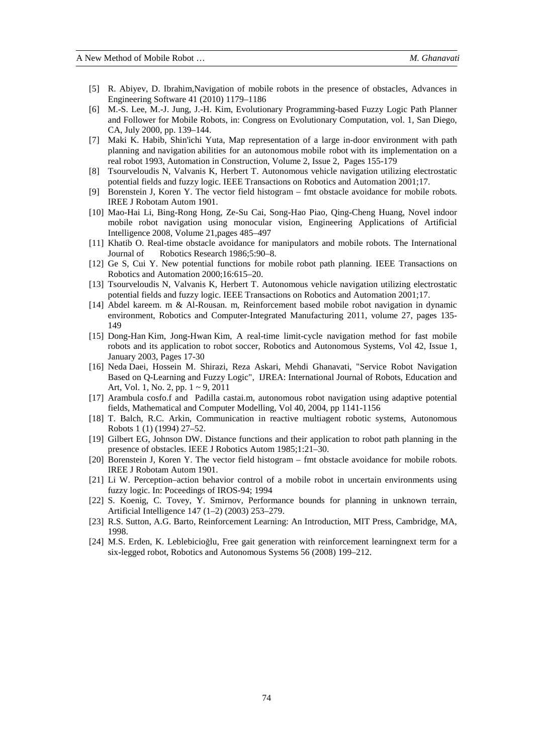- [5] R. Abiyev, D. Ibrahim,Navigation of mobile robots in the presence of obstacles, Advances in Engineering Software 41 (2010) 1179–1186
- [6] M.-S. Lee, M.-J. Jung, J.-H. Kim, Evolutionary Programming-based Fuzzy Logic Path Planner and Follower for Mobile Robots, in: Congress on Evolutionary Computation, vol. 1, San Diego, CA, July 2000, pp. 139–144.
- [7] Maki K. Habib, Shin'ichi Yuta, Map representation of a large in-door environment with path planning and navigation abilities for an autonomous mobile robot with its implementation on a real robot 1993, Automation in Construction, Volume 2, Issue 2, Pages 155-179
- [8] Tsourveloudis N, Valvanis K, Herbert T. Autonomous vehicle navigation utilizing electrostatic potential fields and fuzzy logic. IEEE Transactions on Robotics and Automation 2001;17.
- [9] Borenstein J, Koren Y. The vector field histogram – fmt obstacle avoidance for mobile robots. IREE J Robotam Autom 1901.
- [10] Mao-Hai Li, Bing-Rong Hong, Ze-Su Cai, Song-Hao Piao, Qing-Cheng Huang, Novel indoor mobile robot navigation using monocular vision, Engineering Applications of Artificial Intelligence 2008, Volume 21,pages 485–497
- [11] Khatib O. Real-time obstacle avoidance for manipulators and mobile robots. The International Journal of Robotics Research 1986;5:90–8.
- [12] Ge S, Cui Y. New potential functions for mobile robot path planning. IEEE Transactions on Robotics and Automation 2000;16:615–20.
- [13] Tsourveloudis N, Valvanis K, Herbert T. Autonomous vehicle navigation utilizing electrostatic potential fields and fuzzy logic. IEEE Transactions on Robotics and Automation 2001;17.
- [14] Abdel kareem. m & Al-Rousan. m, Reinforcement based mobile robot navigation in dynamic environment, Robotics and Computer-Integrated Manufacturing 2011, volume 27, pages 135-149
- [15] Dong-Han Kim, Jong-Hwan Kim, A real-time limit-cycle navigation method for fast mobile robots and its application to robot soccer, Robotics and Autonomous Systems, Vol 42, Issue 1, January 2003, Pages 17-30
- [16] Neda Daei, Hossein M. Shirazi, Reza Askari, Mehdi Ghanavati, "Service Robot Navigation Based on Q-Learning and Fuzzy Logic", IJREA: International Journal of Robots, Education and Art, Vol. 1, No. 2, pp. 1 ~ 9, 2011
- [17] Arambula cosfo.f and Padilla castai.m, autonomous robot navigation using adaptive potential fields, Mathematical and Computer Modelling, Vol 40, 2004, pp 1141-1156
- [18] T. Balch, R.C. Arkin, Communication in reactive multiagent robotic systems, Autonomous Robots 1 (1) (1994) 27–52.
- [19] Gilbert EG, Johnson DW. Distance functions and their application to robot path planning in the presence of obstacles. IEEE J Robotics Autom 1985;1:21–30.
- [20] Borenstein J, Koren Y. The vector field histogram – fmt obstacle avoidance for mobile robots. IREE J Robotam Autom 1901.
- [21] Li W. Perception–action behavior control of a mobile robot in uncertain environments using fuzzy logic. In: Poceedings of IROS-94; 1994
- [22] S. Koenig, C. Tovey, Y. Smirnov, Performance bounds for planning in unknown terrain, Artificial Intelligence 147 (1–2) (2003) 253–279.
- [23] R.S. Sutton, A.G. Barto, Reinforcement Learning: An Introduction, MIT Press, Cambridge, MA, 1998.
- [24] M.S. Erden, K. Leblebicioğlu, Free gait generation with reinforcement learningnext term for a six-legged robot, Robotics and Autonomous Systems 56 (2008) 199–212.